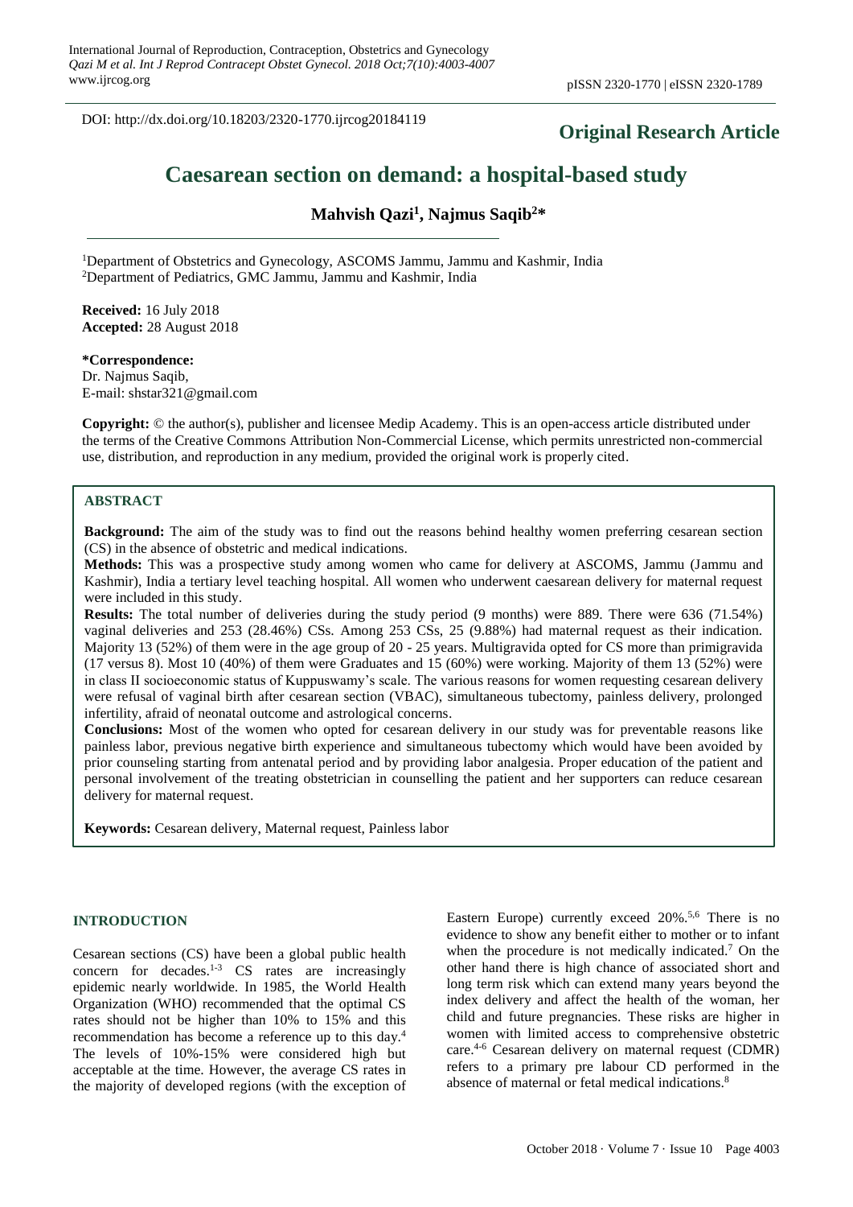DOI: http://dx.doi.org/10.18203/2320-1770.ijrcog20184119

**Original Research Article**

# Caesarean section on demand: a hospital-based study

**Mahvish Qazi[1], Najmus Saqib[2]***

[1]Department of Obstetrics and Gynecology, ASCOMS Jammu, Jammu and Kashmir, India
[2]Department of Pediatrics, GMC Jammu, Jammu and Kashmir, India

**Received:** 16 July 2018
**Accepted:** 28 August 2018

***Correspondence:**
Dr. Najmus Saqib,
E-mail: shstar321@gmail.com

**Copyright:** © the author(s), publisher and licensee Medip Academy. This is an open-access article distributed under the terms of the Creative Commons Attribution Non-Commercial License, which permits unrestricted non-commercial use, distribution, and reproduction in any medium, provided the original work is properly cited.

## ABSTRACT

**Background:** The aim of the study was to find out the reasons behind healthy women preferring cesarean section (CS) in the absence of obstetric and medical indications.

**Methods:** This was a prospective study among women who came for delivery at ASCOMS, Jammu (Jammu and Kashmir), India a tertiary level teaching hospital. All women who underwent caesarean delivery for maternal request were included in this study.

**Results:** The total number of deliveries during the study period (9 months) were 889. There were 636 (71.54%) vaginal deliveries and 253 (28.46%) CSs. Among 253 CSs, 25 (9.88%) had maternal request as their indication. Majority 13 (52%) of them were in the age group of 20 - 25 years. Multigravida opted for CS more than primigravida (17 versus 8). Most 10 (40%) of them were Graduates and 15 (60%) were working. Majority of them 13 (52%) were in class II socioeconomic status of Kuppuswamy's scale. The various reasons for women requesting cesarean delivery were refusal of vaginal birth after cesarean section (VBAC), simultaneous tubectomy, painless delivery, prolonged infertility, afraid of neonatal outcome and astrological concerns.

**Conclusions:** Most of the women who opted for cesarean delivery in our study was for preventable reasons like painless labor, previous negative birth experience and simultaneous tubectomy which would have been avoided by prior counseling starting from antenatal period and by providing labor analgesia. Proper education of the patient and personal involvement of the treating obstetrician in counselling the patient and her supporters can reduce cesarean delivery for maternal request.

**Keywords:** Cesarean delivery, Maternal request, Painless labor

## INTRODUCTION

Cesarean sections (CS) have been a global public health concern for decades.[1-3] CS rates are increasingly epidemic nearly worldwide. In 1985, the World Health Organization (WHO) recommended that the optimal CS rates should not be higher than 10% to 15% and this recommendation has become a reference up to this day.[4] The levels of 10%-15% were considered high but acceptable at the time. However, the average CS rates in the majority of developed regions (with the exception of Eastern Europe) currently exceed 20%.[5,6] There is no evidence to show any benefit either to mother or to infant when the procedure is not medically indicated.[7] On the other hand there is high chance of associated short and long term risk which can extend many years beyond the index delivery and affect the health of the woman, her child and future pregnancies. These risks are higher in women with limited access to comprehensive obstetric care.[4-6] Cesarean delivery on maternal request (CDMR) refers to a primary pre labour CD performed in the absence of maternal or fetal medical indications.[8]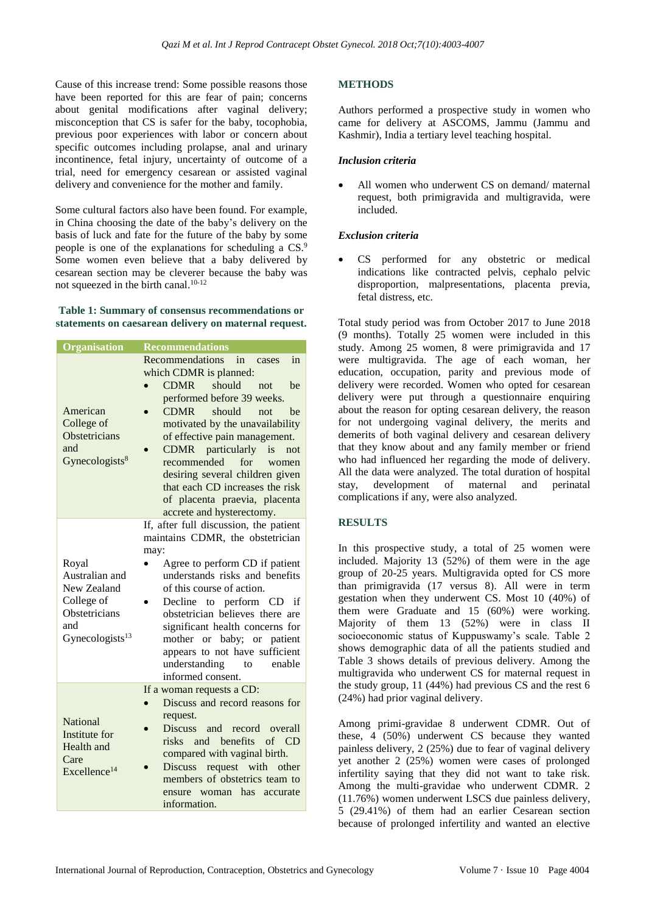Cause of this increase trend: Some possible reasons those have been reported for this are fear of pain; concerns about genital modifications after vaginal delivery; misconception that CS is safer for the baby, tocophobia, previous poor experiences with labor or concern about specific outcomes including prolapse, anal and urinary incontinence, fetal injury, uncertainty of outcome of a trial, need for emergency cesarean or assisted vaginal delivery and convenience for the mother and family.

Some cultural factors also have been found. For example, in China choosing the date of the baby's delivery on the basis of luck and fate for the future of the baby by some people is one of the explanations for scheduling a CS.[9] Some women even believe that a baby delivered by cesarean section may be cleverer because the baby was not squeezed in the birth canal.[10-12]

**Table 1: Summary of consensus recommendations or statements on caesarean delivery on maternal request.**

| Organisation | Recommendations |
|---|---|
| American College of Obstetricians and Gynecologists[8] | Recommendations in cases in which CDMR is planned:<br>• CDMR should not be performed before 39 weeks.<br>• CDMR should not be motivated by the unavailability of effective pain management.<br>• CDMR particularly is not recommended for women desiring several children given that each CD increases the risk of placenta praevia, placenta accrete and hysterectomy. |
| Royal Australian and New Zealand College of Obstetricians and Gynecologists[13] | If, after full discussion, the patient maintains CDMR, the obstetrician may:<br>• Agree to perform CD if patient understands risks and benefits of this course of action.<br>• Decline to perform CD if obstetrician believes there are significant health concerns for mother or baby; or patient appears to not have sufficient understanding to enable informed consent. |
| National Institute for Health and Care Excellence[14] | If a woman requests a CD:<br>• Discuss and record reasons for request.<br>• Discuss and record overall risks and benefits of CD compared with vaginal birth.<br>• Discuss request with other members of obstetrics team to ensure woman has accurate information. |

## METHODS

Authors performed a prospective study in women who came for delivery at ASCOMS, Jammu (Jammu and Kashmir), India a tertiary level teaching hospital.

### *Inclusion criteria*

- All women who underwent CS on demand/ maternal request, both primigravida and multigravida, were included.

### *Exclusion criteria*

- CS performed for any obstetric or medical indications like contracted pelvis, cephalo pelvic disproportion, malpresentations, placenta previa, fetal distress, etc.

Total study period was from October 2017 to June 2018 (9 months). Totally 25 women were included in this study. Among 25 women, 8 were primigravida and 17 were multigravida. The age of each woman, her education, occupation, parity and previous mode of delivery were recorded. Women who opted for cesarean delivery were put through a questionnaire enquiring about the reason for opting cesarean delivery, the reason for not undergoing vaginal delivery, the merits and demerits of both vaginal delivery and cesarean delivery that they know about and any family member or friend who had influenced her regarding the mode of delivery. All the data were analyzed. The total duration of hospital stay, development of maternal and perinatal complications if any, were also analyzed.

## RESULTS

In this prospective study, a total of 25 women were included. Majority 13 (52%) of them were in the age group of 20-25 years. Multigravida opted for CS more than primigravida (17 versus 8). All were in term gestation when they underwent CS. Most 10 (40%) of them were Graduate and 15 (60%) were working. Majority of them 13 (52%) were in class II socioeconomic status of Kuppuswamy's scale. Table 2 shows demographic data of all the patients studied and Table 3 shows details of previous delivery. Among the multigravida who underwent CS for maternal request in the study group, 11 (44%) had previous CS and the rest 6 (24%) had prior vaginal delivery.

Among primi-gravidae 8 underwent CDMR. Out of these, 4 (50%) underwent CS because they wanted painless delivery, 2 (25%) due to fear of vaginal delivery yet another 2 (25%) women were cases of prolonged infertility saying that they did not want to take risk. Among the multi-gravidae who underwent CDMR. 2 (11.76%) women underwent LSCS due painless delivery, 5 (29.41%) of them had an earlier Cesarean section because of prolonged infertility and wanted an elective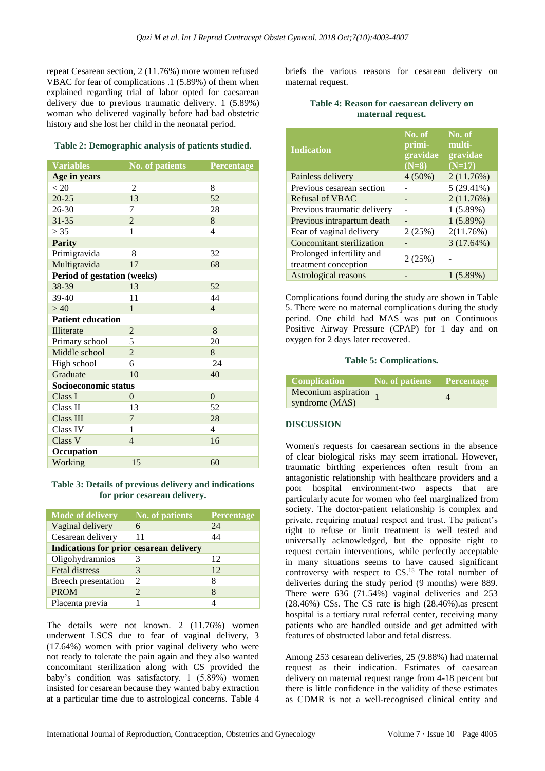repeat Cesarean section, 2 (11.76%) more women refused VBAC for fear of complications .1 (5.89%) of them when explained regarding trial of labor opted for caesarean delivery due to previous traumatic delivery. 1 (5.89%) woman who delivered vaginally before had bad obstetric history and she lost her child in the neonatal period.

**Table 2: Demographic analysis of patients studied.**

| Variables | No. of patients | Percentage |
|---|---|---|
| **Age in years** | | |
| < 20 | 2 | 8 |
| 20-25 | 13 | 52 |
| 26-30 | 7 | 28 |
| 31-35 | 2 | 8 |
| > 35 | 1 | 4 |
| **Parity** | | |
| Primigravida | 8 | 32 |
| Multigravida | 17 | 68 |
| **Period of gestation (weeks)** | | |
| 38-39 | 13 | 52 |
| 39-40 | 11 | 44 |
| > 40 | 1 | 4 |
| **Patient education** | | |
| Illiterate | 2 | 8 |
| Primary school | 5 | 20 |
| Middle school | 2 | 8 |
| High school | 6 | 24 |
| Graduate | 10 | 40 |
| **Socioeconomic status** | | |
| Class I | 0 | 0 |
| Class II | 13 | 52 |
| Class III | 7 | 28 |
| Class IV | 1 | 4 |
| Class V | 4 | 16 |
| **Occupation** | | |
| Working | 15 | 60 |

**Table 3: Details of previous delivery and indications for prior cesarean delivery.**

| Mode of delivery | No. of patients | Percentage |
|---|---|---|
| Vaginal delivery | 6 | 24 |
| Cesarean delivery | 11 | 44 |
| **Indications for prior cesarean delivery** | | |
| Oligohydramnios | 3 | 12 |
| Fetal distress | 3 | 12 |
| Breech presentation | 2 | 8 |
| PROM | 2 | 8 |
| Placenta previa | 1 | 4 |

The details were not known. 2 (11.76%) women underwent LSCS due to fear of vaginal delivery, 3 (17.64%) women with prior vaginal delivery who were not ready to tolerate the pain again and they also wanted concomitant sterilization along with CS provided the baby's condition was satisfactory. 1 (5.89%) women insisted for cesarean because they wanted baby extraction at a particular time due to astrological concerns. Table 4 briefs the various reasons for cesarean delivery on maternal request.

**Table 4: Reason for caesarean delivery on maternal request.**

| Indication | No. of primi-gravidae (N=8) | No. of multi-gravidae (N=17) |
|---|---|---|
| Painless delivery | 4 (50%) | 2 (11.76%) |
| Previous cesarean section | - | 5 (29.41%) |
| Refusal of VBAC | - | 2 (11.76%) |
| Previous traumatic delivery | - | 1 (5.89%) |
| Previous intrapartum death | - | 1 (5.89%) |
| Fear of vaginal delivery | 2 (25%) | 2(11.76%) |
| Concomitant sterilization | - | 3 (17.64%) |
| Prolonged infertility and treatment conception | 2 (25%) | - |
| Astrological reasons | - | 1 (5.89%) |

Complications found during the study are shown in Table 5. There were no maternal complications during the study period. One child had MAS was put on Continuous Positive Airway Pressure (CPAP) for 1 day and on oxygen for 2 days later recovered.

**Table 5: Complications.**

| Complication | No. of patients | Percentage |
|---|---|---|
| Meconium aspiration syndrome (MAS) | 1 | 4 |

## DISCUSSION

Women's requests for caesarean sections in the absence of clear biological risks may seem irrational. However, traumatic birthing experiences often result from an antagonistic relationship with healthcare providers and a poor hospital environment-two aspects that are particularly acute for women who feel marginalized from society. The doctor-patient relationship is complex and private, requiring mutual respect and trust. The patient's right to refuse or limit treatment is well tested and universally acknowledged, but the opposite right to request certain interventions, while perfectly acceptable in many situations seems to have caused significant controversy with respect to CS.[15] The total number of deliveries during the study period (9 months) were 889. There were 636 (71.54%) vaginal deliveries and 253 (28.46%) CSs. The CS rate is high (28.46%).as present hospital is a tertiary rural referral center, receiving many patients who are handled outside and get admitted with features of obstructed labor and fetal distress.

Among 253 cesarean deliveries, 25 (9.88%) had maternal request as their indication. Estimates of caesarean delivery on maternal request range from 4-18 percent but there is little confidence in the validity of these estimates as CDMR is not a well-recognised clinical entity and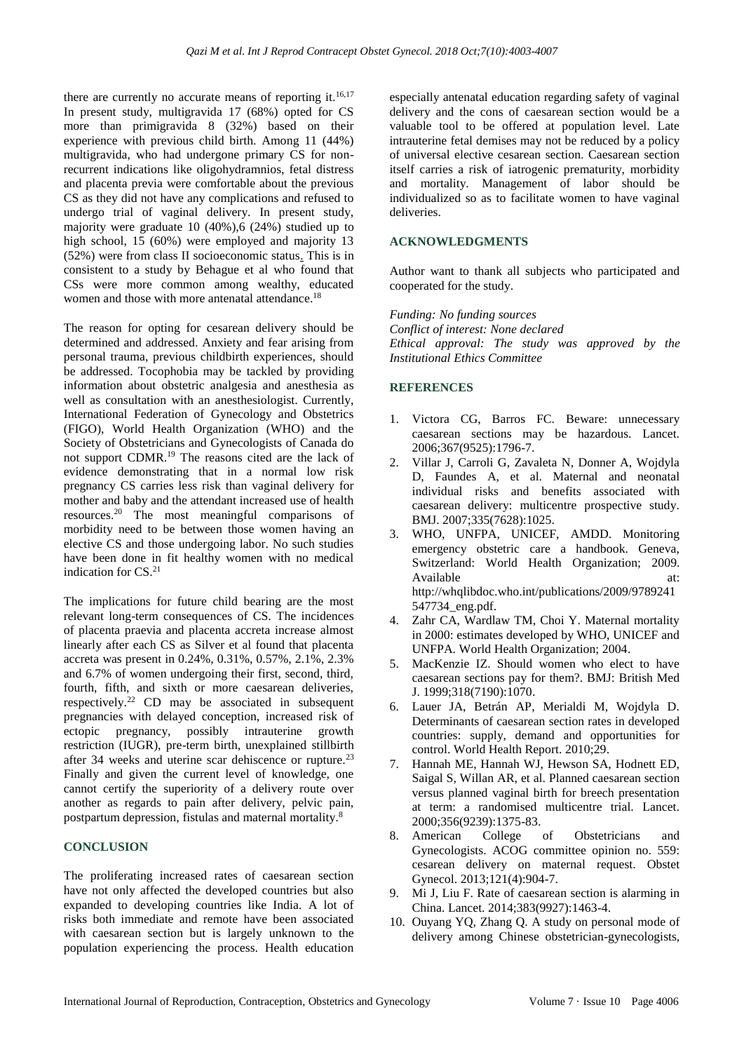there are currently no accurate means of reporting it.[16,17] In present study, multigravida 17 (68%) opted for CS more than primigravida 8 (32%) based on their experience with previous child birth. Among 11 (44%) multigravida, who had undergone primary CS for non-recurrent indications like oligohydramnios, fetal distress and placenta previa were comfortable about the previous CS as they did not have any complications and refused to undergo trial of vaginal delivery. In present study, majority were graduate 10 (40%),6 (24%) studied up to high school, 15 (60%) were employed and majority 13 (52%) were from class II socioeconomic status. This is in consistent to a study by Behague et al who found that CSs were more common among wealthy, educated women and those with more antenatal attendance.[18]

The reason for opting for cesarean delivery should be determined and addressed. Anxiety and fear arising from personal trauma, previous childbirth experiences, should be addressed. Tocophobia may be tackled by providing information about obstetric analgesia and anesthesia as well as consultation with an anesthesiologist. Currently, International Federation of Gynecology and Obstetrics (FIGO), World Health Organization (WHO) and the Society of Obstetricians and Gynecologists of Canada do not support CDMR.[19] The reasons cited are the lack of evidence demonstrating that in a normal low risk pregnancy CS carries less risk than vaginal delivery for mother and baby and the attendant increased use of health resources.[20] The most meaningful comparisons of morbidity need to be between those women having an elective CS and those undergoing labor. No such studies have been done in fit healthy women with no medical indication for CS.[21]

The implications for future child bearing are the most relevant long-term consequences of CS. The incidences of placenta praevia and placenta accreta increase almost linearly after each CS as Silver et al found that placenta accreta was present in 0.24%, 0.31%, 0.57%, 2.1%, 2.3% and 6.7% of women undergoing their first, second, third, fourth, fifth, and sixth or more caesarean deliveries, respectively.[22] CD may be associated in subsequent pregnancies with delayed conception, increased risk of ectopic pregnancy, possibly intrauterine growth restriction (IUGR), pre-term birth, unexplained stillbirth after 34 weeks and uterine scar dehiscence or rupture.[23] Finally and given the current level of knowledge, one cannot certify the superiority of a delivery route over another as regards to pain after delivery, pelvic pain, postpartum depression, fistulas and maternal mortality.[8]

## CONCLUSION

The proliferating increased rates of caesarean section have not only affected the developed countries but also expanded to developing countries like India. A lot of risks both immediate and remote have been associated with caesarean section but is largely unknown to the population experiencing the process. Health education especially antenatal education regarding safety of vaginal delivery and the cons of caesarean section would be a valuable tool to be offered at population level. Late intrauterine fetal demises may not be reduced by a policy of universal elective cesarean section. Caesarean section itself carries a risk of iatrogenic prematurity, morbidity and mortality. Management of labor should be individualized so as to facilitate women to have vaginal deliveries.

## ACKNOWLEDGMENTS

Author want to thank all subjects who participated and cooperated for the study.

*Funding: No funding sources*
*Conflict of interest: None declared*
*Ethical approval: The study was approved by the Institutional Ethics Committee*

## REFERENCES

1. Victora CG, Barros FC. Beware: unnecessary caesarean sections may be hazardous. Lancet. 2006;367(9525):1796-7.
2. Villar J, Carroli G, Zavaleta N, Donner A, Wojdyla D, Faundes A, et al. Maternal and neonatal individual risks and benefits associated with caesarean delivery: multicentre prospective study. BMJ. 2007;335(7628):1025.
3. WHO, UNFPA, UNICEF, AMDD. Monitoring emergency obstetric care a handbook. Geneva, Switzerland: World Health Organization; 2009. Available at: http://whqlibdoc.who.int/publications/2009/9789241547734_eng.pdf.
4. Zahr CA, Wardlaw TM, Choi Y. Maternal mortality in 2000: estimates developed by WHO, UNICEF and UNFPA. World Health Organization; 2004.
5. MacKenzie IZ. Should women who elect to have caesarean sections pay for them?. BMJ: British Med J. 1999;318(7190):1070.
6. Lauer JA, Betrán AP, Merialdi M, Wojdyla D. Determinants of caesarean section rates in developed countries: supply, demand and opportunities for control. World Health Report. 2010;29.
7. Hannah ME, Hannah WJ, Hewson SA, Hodnett ED, Saigal S, Willan AR, et al. Planned caesarean section versus planned vaginal birth for breech presentation at term: a randomised multicentre trial. Lancet. 2000;356(9239):1375-83.
8. American College of Obstetricians and Gynecologists. ACOG committee opinion no. 559: cesarean delivery on maternal request. Obstet Gynecol. 2013;121(4):904-7.
9. Mi J, Liu F. Rate of caesarean section is alarming in China. Lancet. 2014;383(9927):1463-4.
10. Ouyang YQ, Zhang Q. A study on personal mode of delivery among Chinese obstetrician-gynecologists,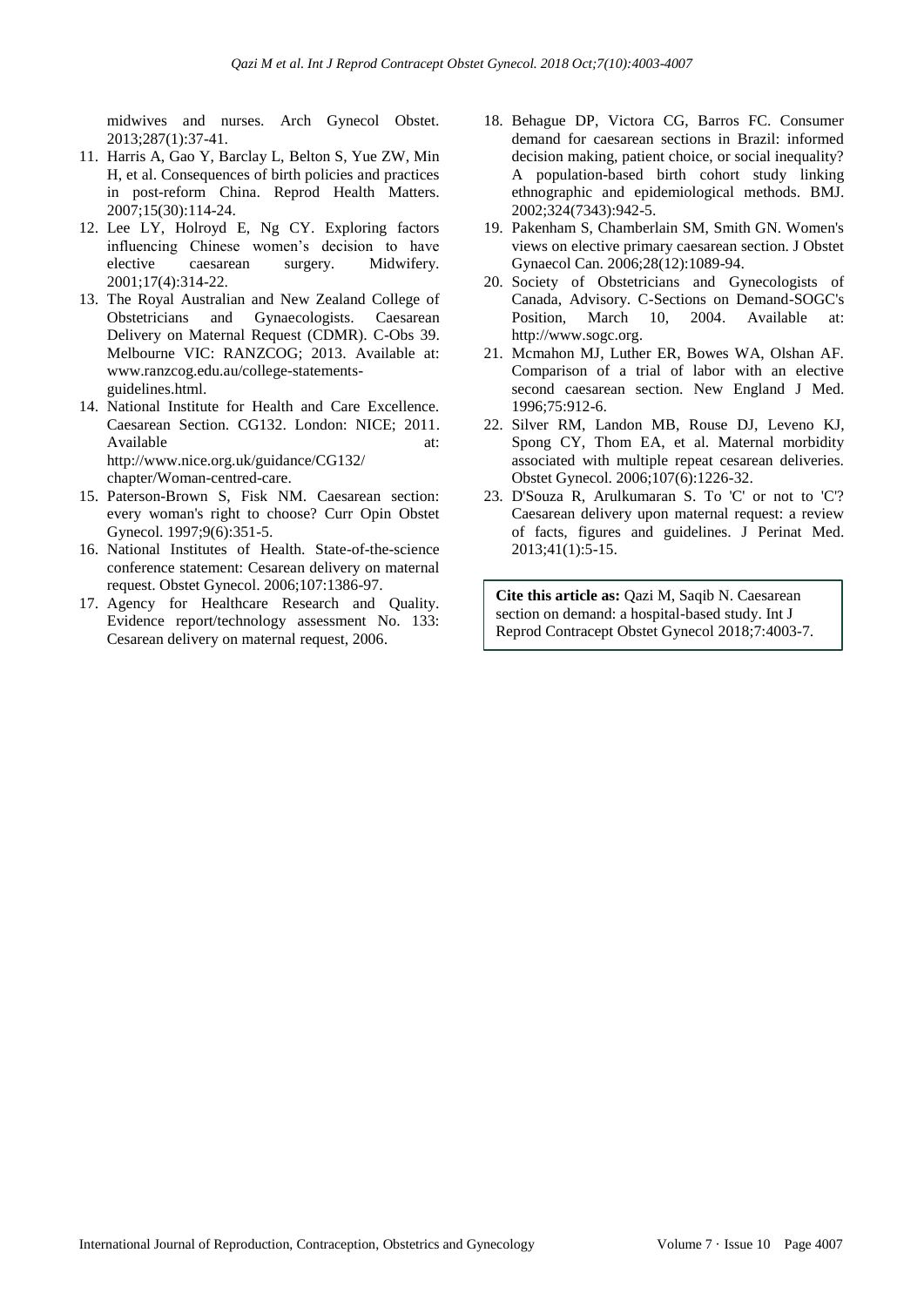midwives and nurses. Arch Gynecol Obstet. 2013;287(1):37-41.

11. Harris A, Gao Y, Barclay L, Belton S, Yue ZW, Min H, et al. Consequences of birth policies and practices in post-reform China. Reprod Health Matters. 2007;15(30):114-24.
12. Lee LY, Holroyd E, Ng CY. Exploring factors influencing Chinese women's decision to have elective caesarean surgery. Midwifery. 2001;17(4):314-22.
13. The Royal Australian and New Zealand College of Obstetricians and Gynaecologists. Caesarean Delivery on Maternal Request (CDMR). C-Obs 39. Melbourne VIC: RANZCOG; 2013. Available at: www.ranzcog.edu.au/college-statements-guidelines.html.
14. National Institute for Health and Care Excellence. Caesarean Section. CG132. London: NICE; 2011. Available at: http://www.nice.org.uk/guidance/CG132/chapter/Woman-centred-care.
15. Paterson-Brown S, Fisk NM. Caesarean section: every woman's right to choose? Curr Opin Obstet Gynecol. 1997;9(6):351-5.
16. National Institutes of Health. State-of-the-science conference statement: Cesarean delivery on maternal request. Obstet Gynecol. 2006;107:1386-97.
17. Agency for Healthcare Research and Quality. Evidence report/technology assessment No. 133: Cesarean delivery on maternal request, 2006.
18. Behague DP, Victora CG, Barros FC. Consumer demand for caesarean sections in Brazil: informed decision making, patient choice, or social inequality? A population-based birth cohort study linking ethnographic and epidemiological methods. BMJ. 2002;324(7343):942-5.
19. Pakenham S, Chamberlain SM, Smith GN. Women's views on elective primary caesarean section. J Obstet Gynaecol Can. 2006;28(12):1089-94.
20. Society of Obstetricians and Gynecologists of Canada, Advisory. C-Sections on Demand-SOGC's Position, March 10, 2004. Available at: http://www.sogc.org.
21. Mcmahon MJ, Luther ER, Bowes WA, Olshan AF. Comparison of a trial of labor with an elective second caesarean section. New England J Med. 1996;75:912-6.
22. Silver RM, Landon MB, Rouse DJ, Leveno KJ, Spong CY, Thom EA, et al. Maternal morbidity associated with multiple repeat cesarean deliveries. Obstet Gynecol. 2006;107(6):1226-32.
23. D'Souza R, Arulkumaran S. To 'C' or not to 'C'? Caesarean delivery upon maternal request: a review of facts, figures and guidelines. J Perinat Med. 2013;41(1):5-15.

**Cite this article as:** Qazi M, Saqib N. Caesarean section on demand: a hospital-based study. Int J Reprod Contracept Obstet Gynecol 2018;7:4003-7.